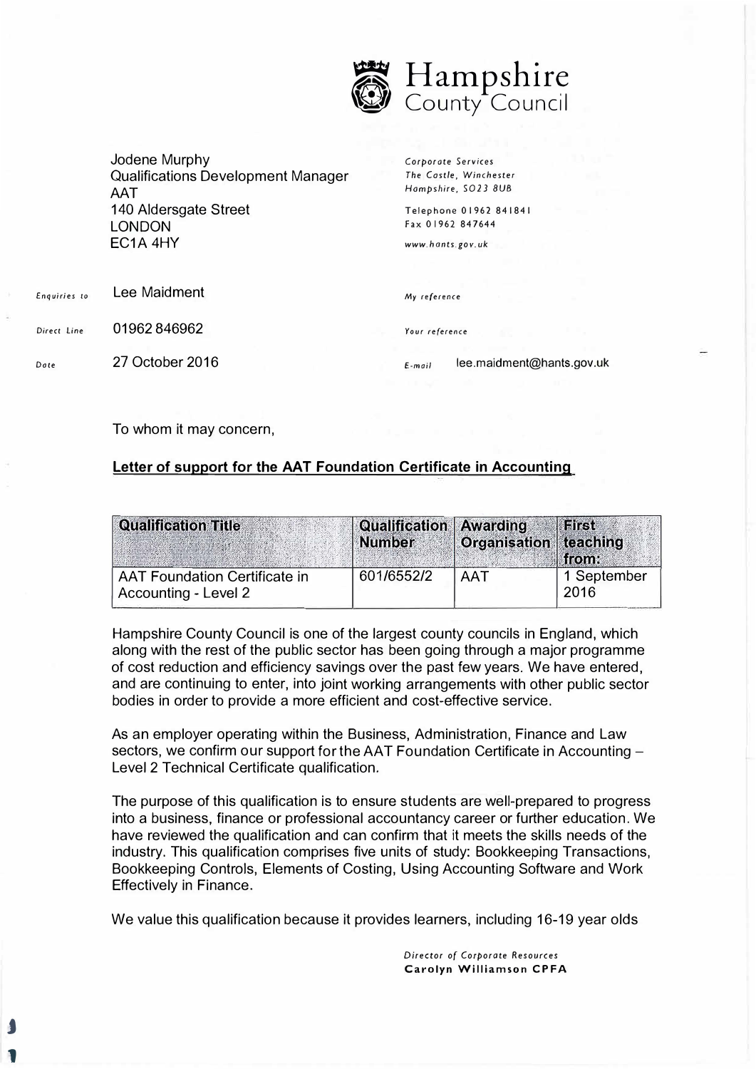Hampshire County Council

Jodene Murphy
Qualifications Development Manager
AAT
140 Aldersgate Street
LONDON
EC1A 4HY

*Corporate Services*
*The Castle, Winchester*
*Hampshire, SO23 8UB*

Telephone 01962 841841
Fax 01962 847644

*www.hants.gov.uk*

*Enquiries to* Lee Maidment

*My reference*

*Direct Line* 01962 846962

*Your reference*

*Date* 27 October 2016

*E-mail* lee.maidment@hants.gov.uk

To whom it may concern,

**Letter of support for the AAT Foundation Certificate in Accounting**

| Qualification Title | Qualification Number | Awarding Organisation | First teaching from: |
|---|---|---|---|
| AAT Foundation Certificate in Accounting - Level 2 | 601/6552/2 | AAT | 1 September 2016 |

Hampshire County Council is one of the largest county councils in England, which along with the rest of the public sector has been going through a major programme of cost reduction and efficiency savings over the past few years. We have entered, and are continuing to enter, into joint working arrangements with other public sector bodies in order to provide a more efficient and cost-effective service.

As an employer operating within the Business, Administration, Finance and Law sectors, we confirm our support for the AAT Foundation Certificate in Accounting – Level 2 Technical Certificate qualification.

The purpose of this qualification is to ensure students are well-prepared to progress into a business, finance or professional accountancy career or further education. We have reviewed the qualification and can confirm that it meets the skills needs of the industry. This qualification comprises five units of study: Bookkeeping Transactions, Bookkeeping Controls, Elements of Costing, Using Accounting Software and Work Effectively in Finance.

We value this qualification because it provides learners, including 16-19 year olds

*Director of Corporate Resources*
**Carolyn Williamson CPFA**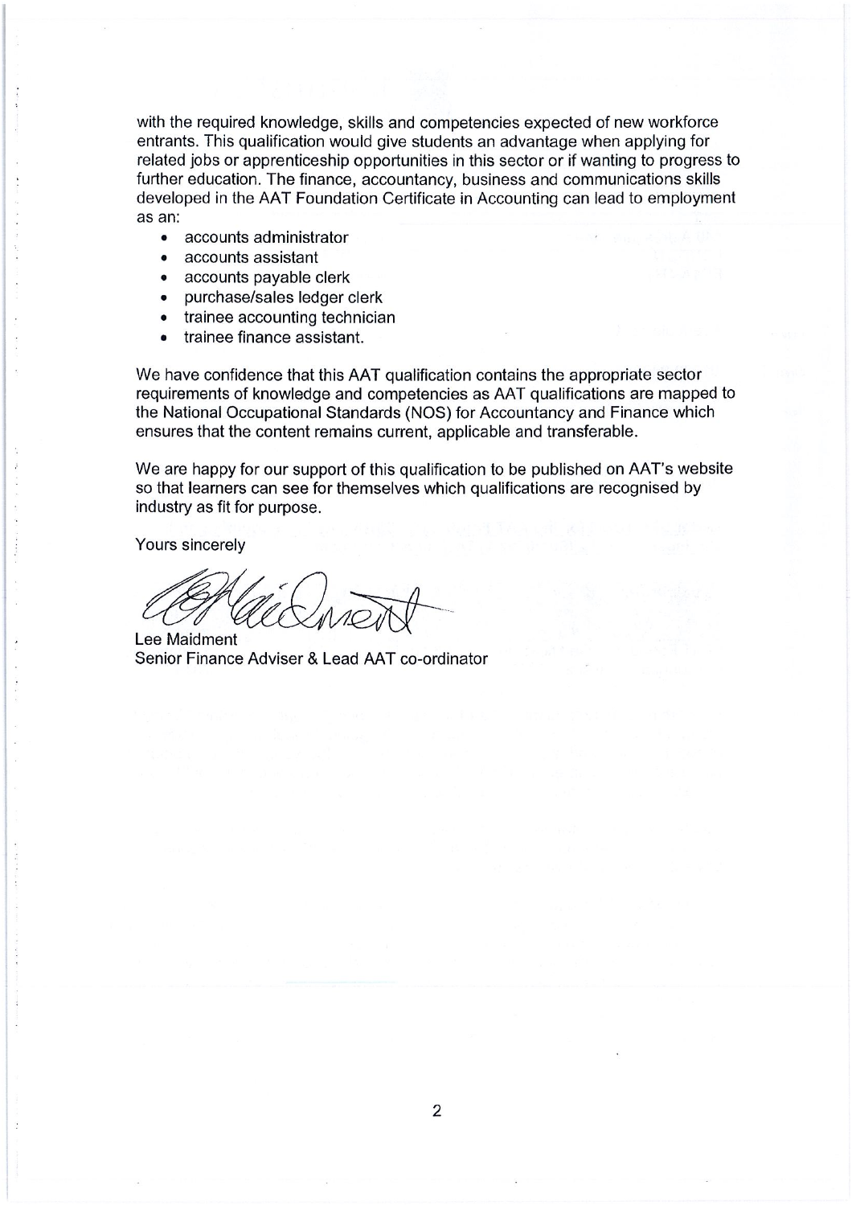with the required knowledge, skills and competencies expected of new workforce entrants. This qualification would give students an advantage when applying for related jobs or apprenticeship opportunities in this sector or if wanting to progress to further education. The finance, accountancy, business and communications skills developed in the AAT Foundation Certificate in Accounting can lead to employment as an:

- accounts administrator
- accounts assistant
- accounts payable clerk
- purchase/sales ledger clerk
- trainee accounting technician
- trainee finance assistant.

We have confidence that this AAT qualification contains the appropriate sector requirements of knowledge and competencies as AAT qualifications are mapped to the National Occupational Standards (NOS) for Accountancy and Finance which ensures that the content remains current, applicable and transferable.

We are happy for our support of this qualification to be published on AAT's website so that learners can see for themselves which qualifications are recognised by industry as fit for purpose.

Yours sincerely

Lee Maidment
Senior Finance Adviser & Lead AAT co-ordinator